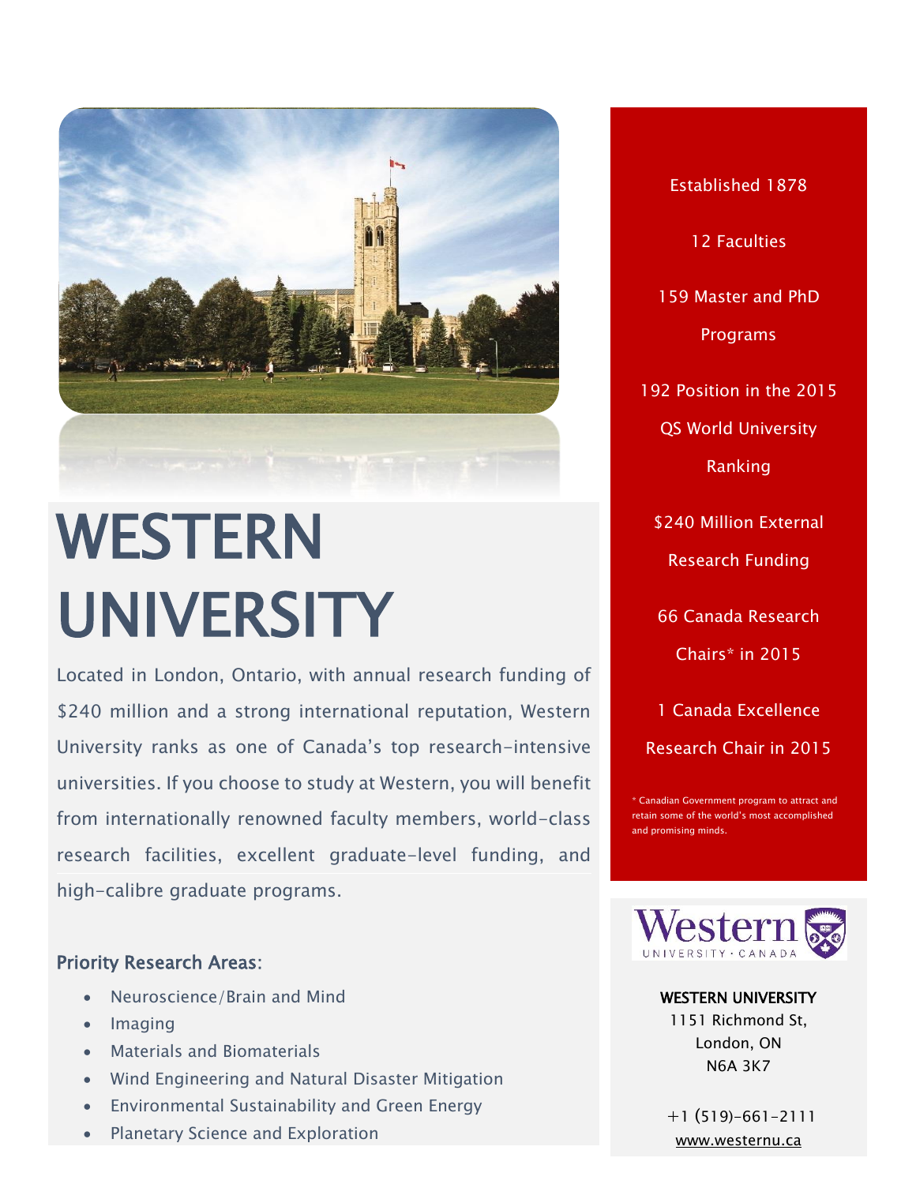# WESTERN UNIVERSITY

Located in London, Ontario, with annual research funding of $240 million and a strong international reputation, Western University ranks as one of Canada's top research-intensive universities. If you choose to study at Western, you will benefit from internationally renowned faculty members, world-class research facilities, excellent graduate-level funding, and high-calibre graduate programs.

## Priority Research Areas:

- Neuroscience/Brain and Mind
- Imaging
- Materials and Biomaterials
- Wind Engineering and Natural Disaster Mitigation
- Environmental Sustainability and Green Energy
- Planetary Science and Exploration

Established 1878

12 Faculties

159 Master and PhD Programs

192 Position in the 2015 QS World University Ranking

$240 Million External Research Funding

66 Canada Research Chairs* in 2015

1 Canada Excellence Research Chair in 2015

* Canadian Government program to attract and retain some of the world's most accomplished and promising minds.

Western UNIVERSITY · CANADA

**WESTERN UNIVERSITY**
1151 Richmond St,
London, ON
N6A 3K7

+1 (519)-661-2111
www.westernu.ca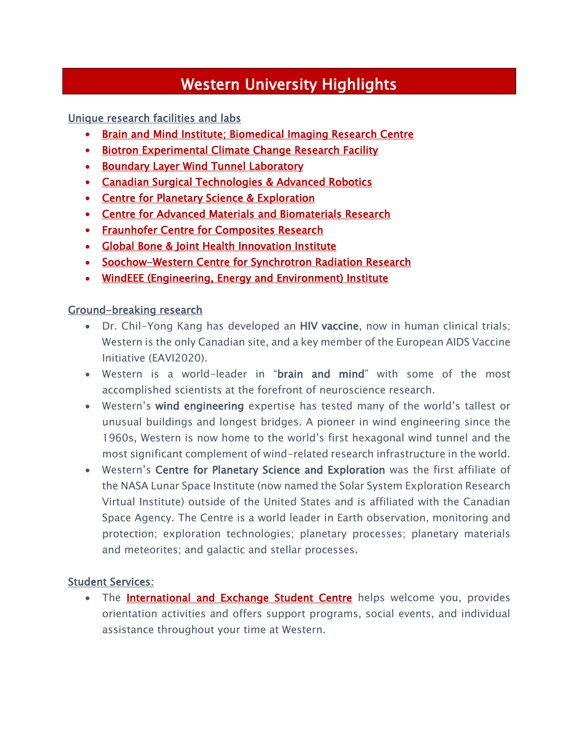# Western University Highlights

## Unique research facilities and labs

- Brain and Mind Institute; Biomedical Imaging Research Centre
- Biotron Experimental Climate Change Research Facility
- Boundary Layer Wind Tunnel Laboratory
- Canadian Surgical Technologies & Advanced Robotics
- Centre for Planetary Science & Exploration
- Centre for Advanced Materials and Biomaterials Research
- Fraunhofer Centre for Composites Research
- Global Bone & Joint Health Innovation Institute
- Soochow-Western Centre for Synchrotron Radiation Research
- WindEEE (Engineering, Energy and Environment) Institute

## Ground-breaking research

- Dr. Chil-Yong Kang has developed an **HIV vaccine**, now in human clinical trials; Western is the only Canadian site, and a key member of the European AIDS Vaccine Initiative (EAVI2020).
- Western is a world-leader in "**brain and mind**" with some of the most accomplished scientists at the forefront of neuroscience research.
- Western's **wind engineering** expertise has tested many of the world's tallest or unusual buildings and longest bridges. A pioneer in wind engineering since the 1960s, Western is now home to the world's first hexagonal wind tunnel and the most significant complement of wind-related research infrastructure in the world.
- Western's **Centre for Planetary Science and Exploration** was the first affiliate of the NASA Lunar Space Institute (now named the Solar System Exploration Research Virtual Institute) outside of the United States and is affiliated with the Canadian Space Agency. The Centre is a world leader in Earth observation, monitoring and protection; exploration technologies; planetary processes; planetary materials and meteorites; and galactic and stellar processes.

## Student Services:

- The International and Exchange Student Centre helps welcome you, provides orientation activities and offers support programs, social events, and individual assistance throughout your time at Western.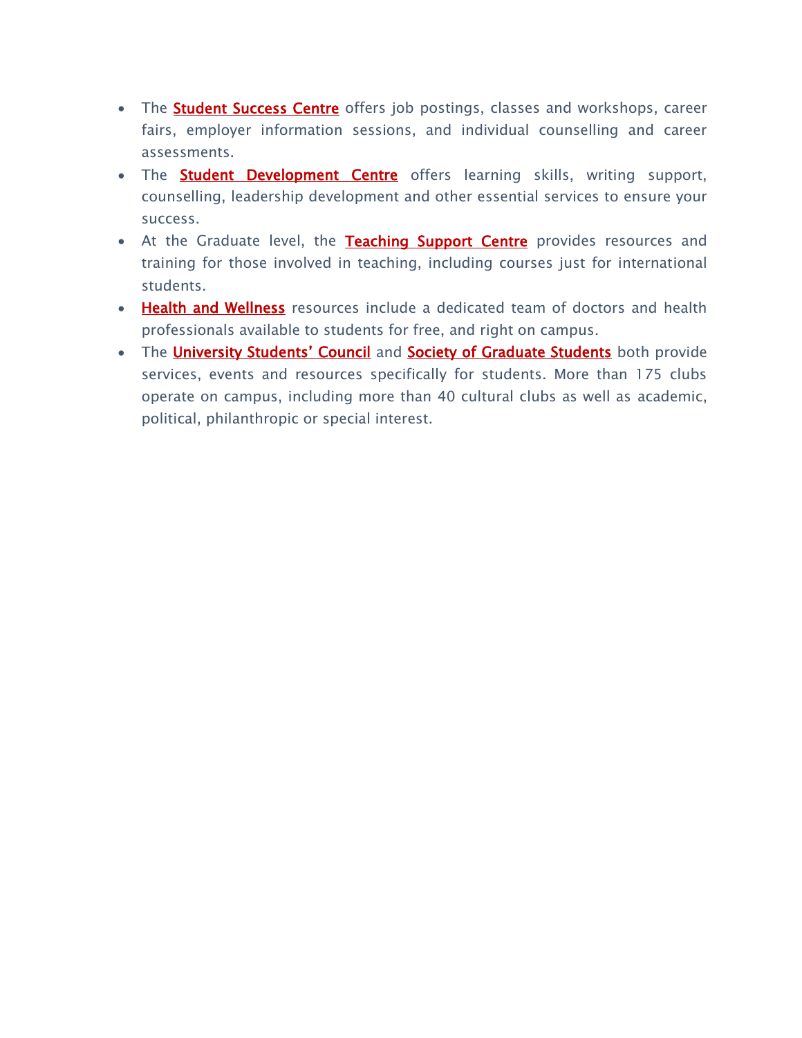- The **Student Success Centre** offers job postings, classes and workshops, career fairs, employer information sessions, and individual counselling and career assessments.
- The **Student Development Centre** offers learning skills, writing support, counselling, leadership development and other essential services to ensure your success.
- At the Graduate level, the **Teaching Support Centre** provides resources and training for those involved in teaching, including courses just for international students.
- **Health and Wellness** resources include a dedicated team of doctors and health professionals available to students for free, and right on campus.
- The **University Students' Council** and **Society of Graduate Students** both provide services, events and resources specifically for students. More than 175 clubs operate on campus, including more than 40 cultural clubs as well as academic, political, philanthropic or special interest.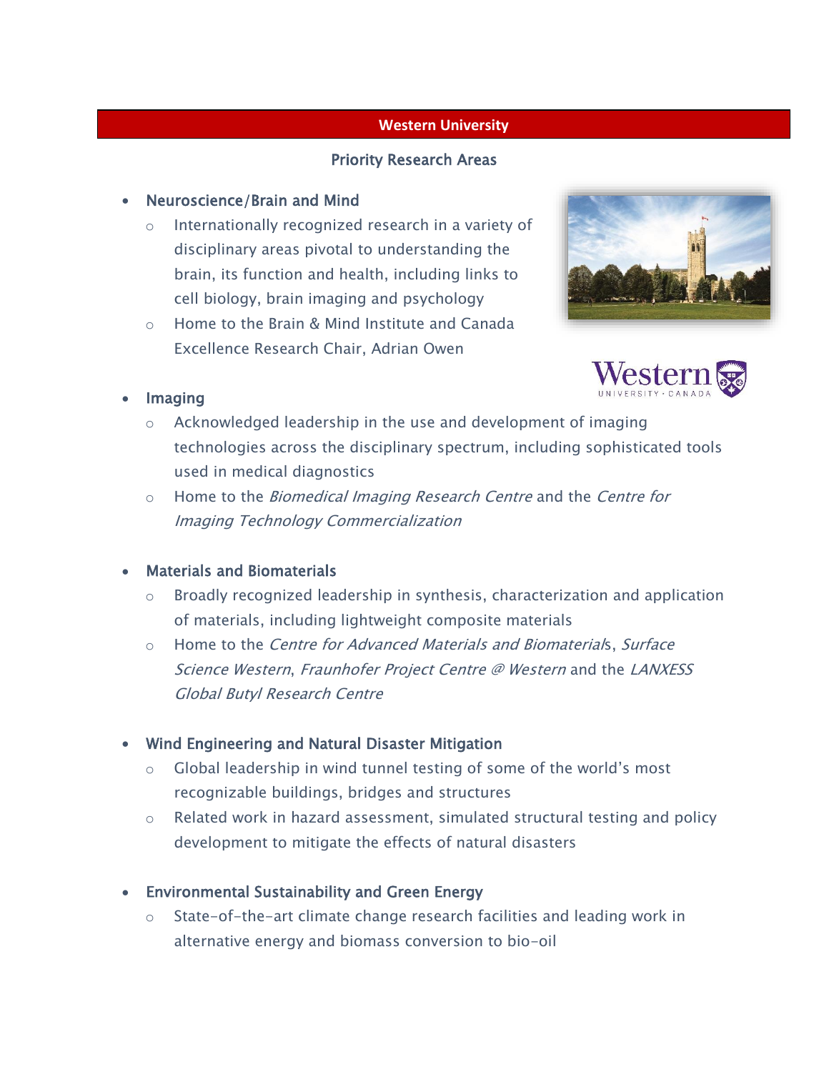# Western University

## Priority Research Areas

- Neuroscience/Brain and Mind
  - Internationally recognized research in a variety of disciplinary areas pivotal to understanding the brain, its function and health, including links to cell biology, brain imaging and psychology
  - Home to the Brain & Mind Institute and Canada Excellence Research Chair, Adrian Owen

- Imaging
  - Acknowledged leadership in the use and development of imaging technologies across the disciplinary spectrum, including sophisticated tools used in medical diagnostics
  - Home to the *Biomedical Imaging Research Centre* and the *Centre for Imaging Technology Commercialization*

- Materials and Biomaterials
  - Broadly recognized leadership in synthesis, characterization and application of materials, including lightweight composite materials
  - Home to the *Centre for Advanced Materials and Biomaterial*s, *Surface Science Western*, *Fraunhofer Project Centre @ Western* and the *LANXESS Global Butyl Research Centre*

- Wind Engineering and Natural Disaster Mitigation
  - Global leadership in wind tunnel testing of some of the world's most recognizable buildings, bridges and structures
  - Related work in hazard assessment, simulated structural testing and policy development to mitigate the effects of natural disasters

- Environmental Sustainability and Green Energy
  - State-of-the-art climate change research facilities and leading work in alternative energy and biomass conversion to bio-oil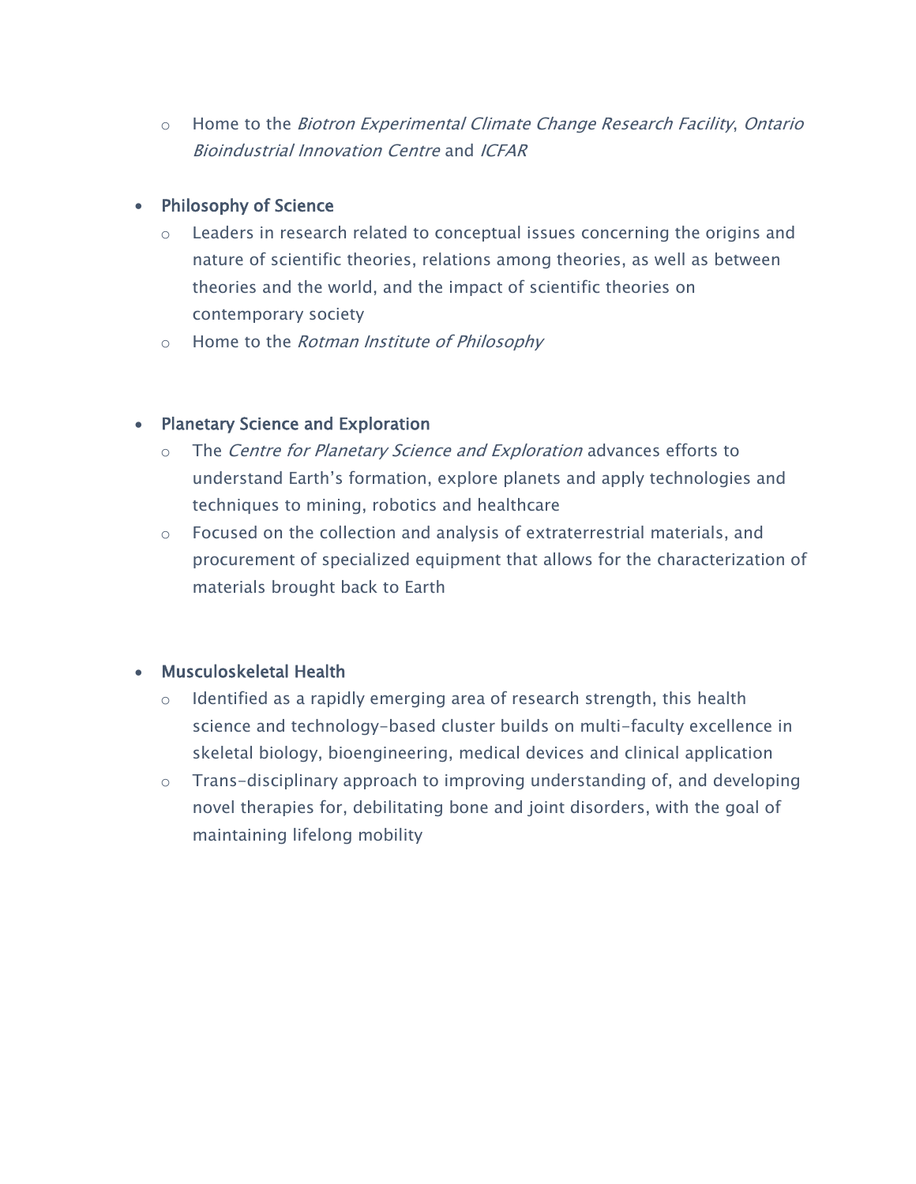- Home to the *Biotron Experimental Climate Change Research Facility*, *Ontario Bioindustrial Innovation Centre* and *ICFAR*

- **Philosophy of Science**
    - Leaders in research related to conceptual issues concerning the origins and nature of scientific theories, relations among theories, as well as between theories and the world, and the impact of scientific theories on contemporary society
    - Home to the *Rotman Institute of Philosophy*

- **Planetary Science and Exploration**
    - The *Centre for Planetary Science and Exploration* advances efforts to understand Earth's formation, explore planets and apply technologies and techniques to mining, robotics and healthcare
    - Focused on the collection and analysis of extraterrestrial materials, and procurement of specialized equipment that allows for the characterization of materials brought back to Earth

- **Musculoskeletal Health**
    - Identified as a rapidly emerging area of research strength, this health science and technology-based cluster builds on multi-faculty excellence in skeletal biology, bioengineering, medical devices and clinical application
    - Trans-disciplinary approach to improving understanding of, and developing novel therapies for, debilitating bone and joint disorders, with the goal of maintaining lifelong mobility